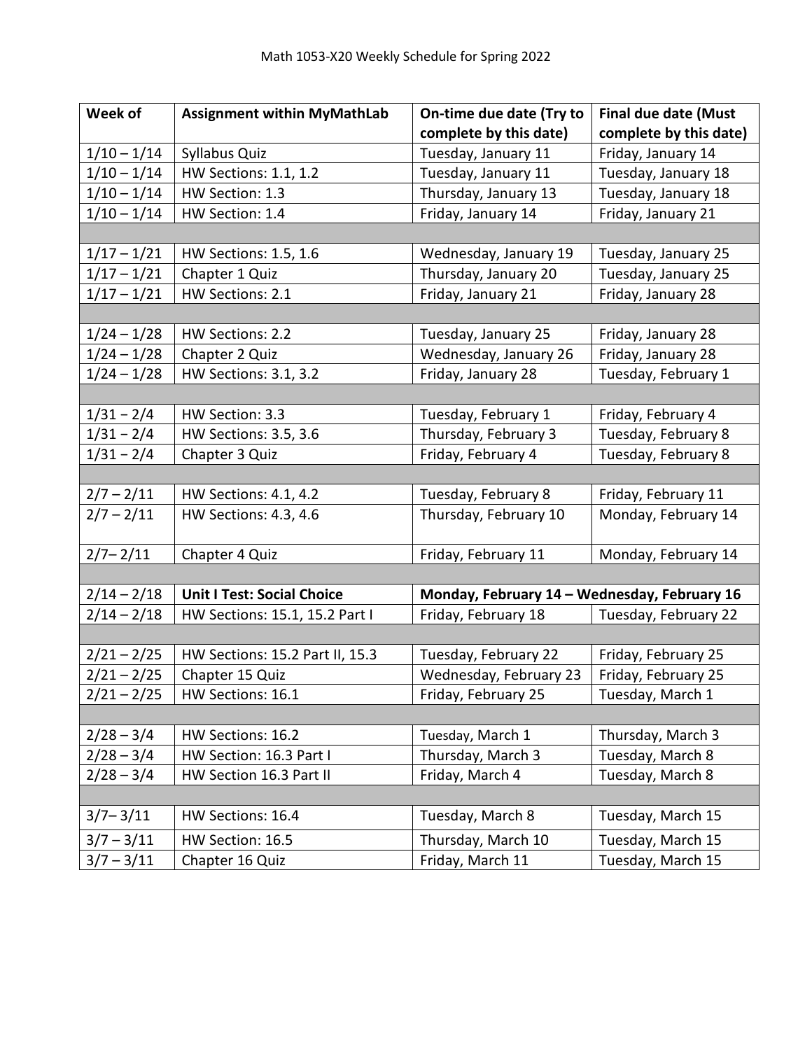Math 1053-X20 Weekly Schedule for Spring 2022

| Week of | Assignment within MyMathLab | On-time due date (Try to complete by this date) | Final due date (Must complete by this date) |
|---|---|---|---|
| 1/10 – 1/14 | Syllabus Quiz | Tuesday, January 11 | Friday, January 14 |
| 1/10 – 1/14 | HW Sections: 1.1, 1.2 | Tuesday, January 11 | Tuesday, January 18 |
| 1/10 – 1/14 | HW Section: 1.3 | Thursday, January 13 | Tuesday, January 18 |
| 1/10 – 1/14 | HW Section: 1.4 | Friday, January 14 | Friday, January 21 |
| | | | |
| 1/17 – 1/21 | HW Sections: 1.5, 1.6 | Wednesday, January 19 | Tuesday, January 25 |
| 1/17 – 1/21 | Chapter 1 Quiz | Thursday, January 20 | Tuesday, January 25 |
| 1/17 – 1/21 | HW Sections: 2.1 | Friday, January 21 | Friday, January 28 |
| | | | |
| 1/24 – 1/28 | HW Sections: 2.2 | Tuesday, January 25 | Friday, January 28 |
| 1/24 – 1/28 | Chapter 2 Quiz | Wednesday, January 26 | Friday, January 28 |
| 1/24 – 1/28 | HW Sections: 3.1, 3.2 | Friday, January 28 | Tuesday, February 1 |
| | | | |
| 1/31 – 2/4 | HW Section: 3.3 | Tuesday, February 1 | Friday, February 4 |
| 1/31 – 2/4 | HW Sections: 3.5, 3.6 | Thursday, February 3 | Tuesday, February 8 |
| 1/31 – 2/4 | Chapter 3 Quiz | Friday, February 4 | Tuesday, February 8 |
| | | | |
| 2/7 – 2/11 | HW Sections: 4.1, 4.2 | Tuesday, February 8 | Friday, February 11 |
| 2/7 – 2/11 | HW Sections: 4.3, 4.6 | Thursday, February 10 | Monday, February 14 |
| 2/7– 2/11 | Chapter 4 Quiz | Friday, February 11 | Monday, February 14 |
| | | | |
| 2/14 – 2/18 | **Unit I Test: Social Choice** | **Monday, February 14 – Wednesday, February 16** | |
| 2/14 – 2/18 | HW Sections: 15.1, 15.2 Part I | Friday, February 18 | Tuesday, February 22 |
| | | | |
| 2/21 – 2/25 | HW Sections: 15.2 Part II, 15.3 | Tuesday, February 22 | Friday, February 25 |
| 2/21 – 2/25 | Chapter 15 Quiz | Wednesday, February 23 | Friday, February 25 |
| 2/21 – 2/25 | HW Sections: 16.1 | Friday, February 25 | Tuesday, March 1 |
| | | | |
| 2/28 – 3/4 | HW Sections: 16.2 | Tuesday, March 1 | Thursday, March 3 |
| 2/28 – 3/4 | HW Section: 16.3 Part I | Thursday, March 3 | Tuesday, March 8 |
| 2/28 – 3/4 | HW Section 16.3 Part II | Friday, March 4 | Tuesday, March 8 |
| | | | |
| 3/7– 3/11 | HW Sections: 16.4 | Tuesday, March 8 | Tuesday, March 15 |
| 3/7 – 3/11 | HW Section: 16.5 | Thursday, March 10 | Tuesday, March 15 |
| 3/7 – 3/11 | Chapter 16 Quiz | Friday, March 11 | Tuesday, March 15 |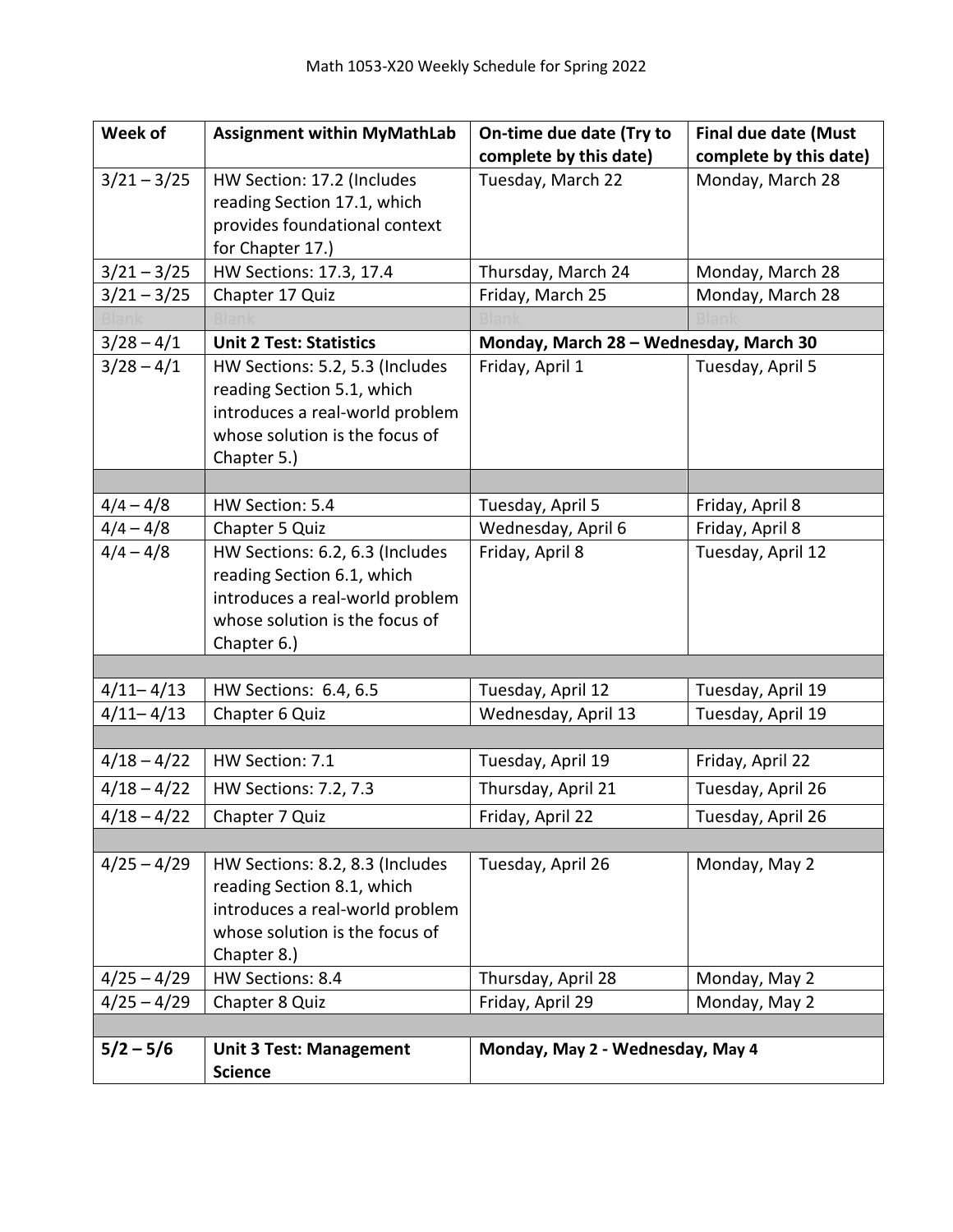Math 1053-X20 Weekly Schedule for Spring 2022

| Week of | Assignment within MyMathLab | On-time due date (Try to complete by this date) | Final due date (Must complete by this date) |
|---|---|---|---|
| 3/21 – 3/25 | HW Section: 17.2 (Includes reading Section 17.1, which provides foundational context for Chapter 17.) | Tuesday, March 22 | Monday, March 28 |
| 3/21 – 3/25 | HW Sections: 17.3, 17.4 | Thursday, March 24 | Monday, March 28 |
| 3/21 – 3/25 | Chapter 17 Quiz | Friday, March 25 | Monday, March 28 |
| Blank | Blank | Blank | Blank |
| 3/28 – 4/1 | **Unit 2 Test: Statistics** | **Monday, March 28 – Wednesday, March 30** | |
| 3/28 – 4/1 | HW Sections: 5.2, 5.3 (Includes reading Section 5.1, which introduces a real-world problem whose solution is the focus of Chapter 5.) | Friday, April 1 | Tuesday, April 5 |
| | | | |
| 4/4 – 4/8 | HW Section: 5.4 | Tuesday, April 5 | Friday, April 8 |
| 4/4 – 4/8 | Chapter 5 Quiz | Wednesday, April 6 | Friday, April 8 |
| 4/4 – 4/8 | HW Sections: 6.2, 6.3 (Includes reading Section 6.1, which introduces a real-world problem whose solution is the focus of Chapter 6.) | Friday, April 8 | Tuesday, April 12 |
| | | | |
| 4/11– 4/13 | HW Sections: 6.4, 6.5 | Tuesday, April 12 | Tuesday, April 19 |
| 4/11– 4/13 | Chapter 6 Quiz | Wednesday, April 13 | Tuesday, April 19 |
| | | | |
| 4/18 – 4/22 | HW Section: 7.1 | Tuesday, April 19 | Friday, April 22 |
| 4/18 – 4/22 | HW Sections: 7.2, 7.3 | Thursday, April 21 | Tuesday, April 26 |
| 4/18 – 4/22 | Chapter 7 Quiz | Friday, April 22 | Tuesday, April 26 |
| | | | |
| 4/25 – 4/29 | HW Sections: 8.2, 8.3 (Includes reading Section 8.1, which introduces a real-world problem whose solution is the focus of Chapter 8.) | Tuesday, April 26 | Monday, May 2 |
| 4/25 – 4/29 | HW Sections: 8.4 | Thursday, April 28 | Monday, May 2 |
| 4/25 – 4/29 | Chapter 8 Quiz | Friday, April 29 | Monday, May 2 |
| | | | |
| **5/2 – 5/6** | **Unit 3 Test: Management Science** | **Monday, May 2 - Wednesday, May 4** | |